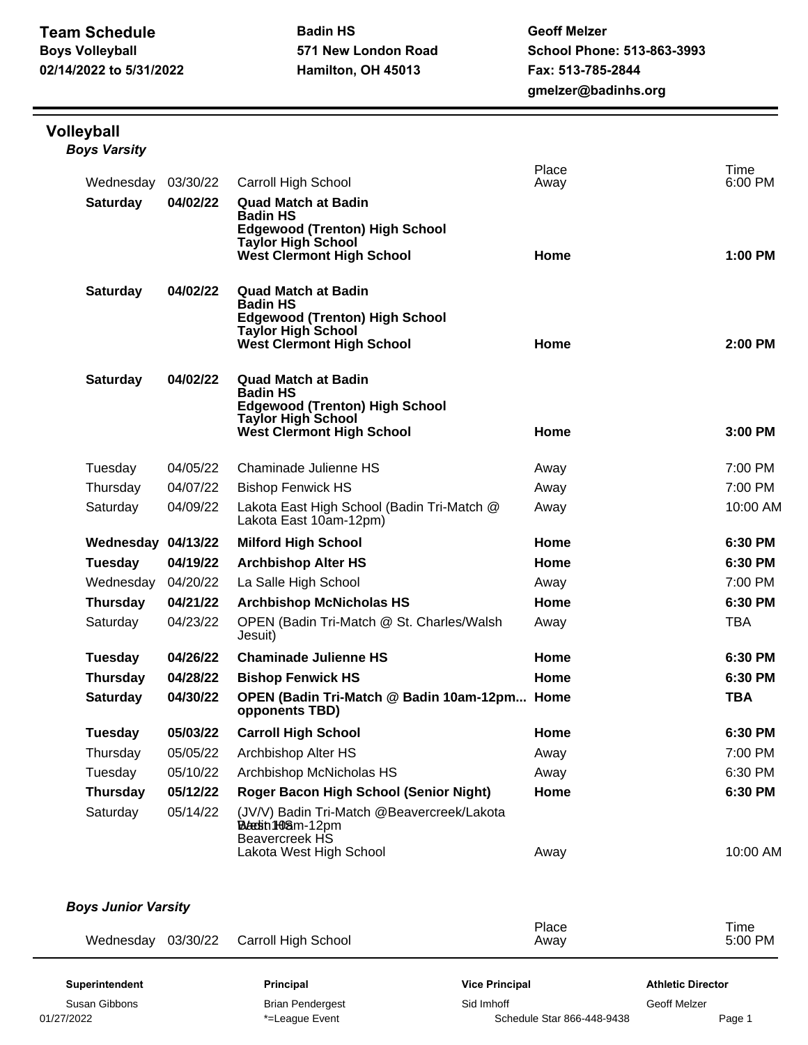**Team Schedule**
**Boys Volleyball**
**02/14/2022 to 5/31/2022**

**Badin HS**
**571 New London Road**
**Hamilton, OH 45013**

**Geoff Melzer**
**School Phone: 513-863-3993**
**Fax: 513-785-2844**
**gmelzer@badinhs.org**

## Volleyball

### *Boys Varsity*

| Day | Date | Opponent | Place | Time |
|---|---|---|---|---|
| Wednesday | 03/30/22 | Carroll High School | Away | 6:00 PM |
| **Saturday** | **04/02/22** | **Quad Match at Badin**<br>**Badin HS**<br>**Edgewood (Trenton) High School**<br>**Taylor High School**<br>**West Clermont High School** | **Home** | **1:00 PM** |
| **Saturday** | **04/02/22** | **Quad Match at Badin**<br>**Badin HS**<br>**Edgewood (Trenton) High School**<br>**Taylor High School**<br>**West Clermont High School** | **Home** | **2:00 PM** |
| **Saturday** | **04/02/22** | **Quad Match at Badin**<br>**Badin HS**<br>**Edgewood (Trenton) High School**<br>**Taylor High School**<br>**West Clermont High School** | **Home** | **3:00 PM** |
| Tuesday | 04/05/22 | Chaminade Julienne HS | Away | 7:00 PM |
| Thursday | 04/07/22 | Bishop Fenwick HS | Away | 7:00 PM |
| Saturday | 04/09/22 | Lakota East High School (Badin Tri-Match @ Lakota East 10am-12pm) | Away | 10:00 AM |
| **Wednesday** | **04/13/22** | **Milford High School** | **Home** | **6:30 PM** |
| **Tuesday** | **04/19/22** | **Archbishop Alter HS** | **Home** | **6:30 PM** |
| Wednesday | 04/20/22 | La Salle High School | Away | 7:00 PM |
| **Thursday** | **04/21/22** | **Archbishop McNicholas HS** | **Home** | **6:30 PM** |
| Saturday | 04/23/22 | OPEN (Badin Tri-Match @ St. Charles/Walsh Jesuit) | Away | TBA |
| **Tuesday** | **04/26/22** | **Chaminade Julienne HS** | **Home** | **6:30 PM** |
| **Thursday** | **04/28/22** | **Bishop Fenwick HS** | **Home** | **6:30 PM** |
| **Saturday** | **04/30/22** | **OPEN (Badin Tri-Match @ Badin 10am-12pm... opponents TBD)** | **Home** | **TBA** |
| **Tuesday** | **05/03/22** | **Carroll High School** | **Home** | **6:30 PM** |
| Thursday | 05/05/22 | Archbishop Alter HS | Away | 7:00 PM |
| Tuesday | 05/10/22 | Archbishop McNicholas HS | Away | 6:30 PM |
| **Thursday** | **05/12/22** | **Roger Bacon High School (Senior Night)** | **Home** | **6:30 PM** |
| Saturday | 05/14/22 | (JV/V) Badin Tri-Match @Beavercreek/Lakota West 10am-12pm<br>Badin HS<br>Beavercreek HS<br>Lakota West High School | Away | 10:00 AM |

### *Boys Junior Varsity*

| Day | Date | Opponent | Place | Time |
|---|---|---|---|---|
| Wednesday | 03/30/22 | Carroll High School | Away | 5:00 PM |

| Superintendent | Principal | Vice Principal | Athletic Director |
|---|---|---|---|
| Susan Gibbons | Brian Pendergest | Sid Imhoff | Geoff Melzer |

01/27/2022 *=League Event Schedule Star 866-448-9438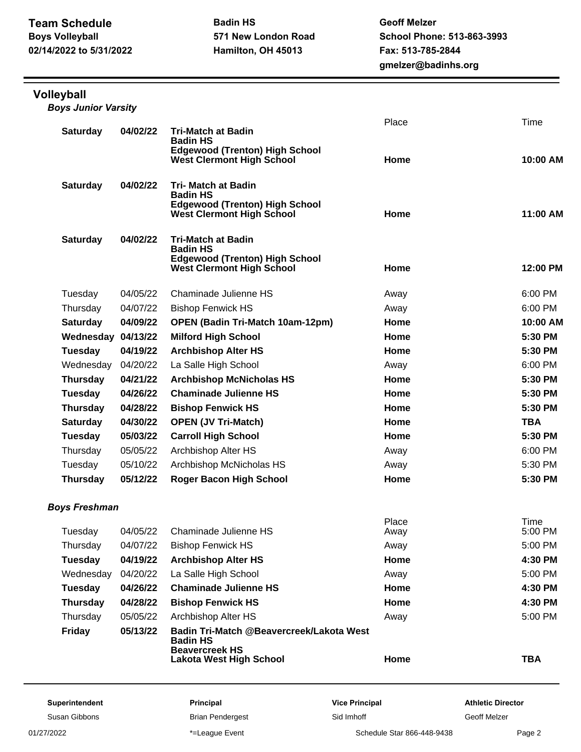**Team Schedule**
**Boys Volleyball**
**02/14/2022 to 5/31/2022**

**Badin HS**
**571 New London Road**
**Hamilton, OH 45013**

**Geoff Melzer**
**School Phone: 513-863-3993**
**Fax: 513-785-2844**
**gmelzer@badinhs.org**

## Volleyball

### *Boys Junior Varsity*

| | | | Place | Time |
|---|---|---|---|---|
| **Saturday** | **04/02/22** | **Tri-Match at Badin**<br>**Badin HS**<br>**Edgewood (Trenton) High School**<br>**West Clermont High School** | **Home** | **10:00 AM** |
| **Saturday** | **04/02/22** | **Tri- Match at Badin**<br>**Badin HS**<br>**Edgewood (Trenton) High School**<br>**West Clermont High School** | **Home** | **11:00 AM** |
| **Saturday** | **04/02/22** | **Tri-Match at Badin**<br>**Badin HS**<br>**Edgewood (Trenton) High School**<br>**West Clermont High School** | **Home** | **12:00 PM** |
| Tuesday | 04/05/22 | Chaminade Julienne HS | Away | 6:00 PM |
| Thursday | 04/07/22 | Bishop Fenwick HS | Away | 6:00 PM |
| **Saturday** | **04/09/22** | **OPEN (Badin Tri-Match 10am-12pm)** | **Home** | **10:00 AM** |
| **Wednesday** | **04/13/22** | **Milford High School** | **Home** | **5:30 PM** |
| **Tuesday** | **04/19/22** | **Archbishop Alter HS** | **Home** | **5:30 PM** |
| Wednesday | 04/20/22 | La Salle High School | Away | 6:00 PM |
| **Thursday** | **04/21/22** | **Archbishop McNicholas HS** | **Home** | **5:30 PM** |
| **Tuesday** | **04/26/22** | **Chaminade Julienne HS** | **Home** | **5:30 PM** |
| **Thursday** | **04/28/22** | **Bishop Fenwick HS** | **Home** | **5:30 PM** |
| **Saturday** | **04/30/22** | **OPEN (JV Tri-Match)** | **Home** | **TBA** |
| **Tuesday** | **05/03/22** | **Carroll High School** | **Home** | **5:30 PM** |
| Thursday | 05/05/22 | Archbishop Alter HS | Away | 6:00 PM |
| Tuesday | 05/10/22 | Archbishop McNicholas HS | Away | 5:30 PM |
| **Thursday** | **05/12/22** | **Roger Bacon High School** | **Home** | **5:30 PM** |

### *Boys Freshman*

| | | | Place | Time |
|---|---|---|---|---|
| Tuesday | 04/05/22 | Chaminade Julienne HS | Away | 5:00 PM |
| Thursday | 04/07/22 | Bishop Fenwick HS | Away | 5:00 PM |
| **Tuesday** | **04/19/22** | **Archbishop Alter HS** | **Home** | **4:30 PM** |
| Wednesday | 04/20/22 | La Salle High School | Away | 5:00 PM |
| **Tuesday** | **04/26/22** | **Chaminade Julienne HS** | **Home** | **4:30 PM** |
| **Thursday** | **04/28/22** | **Bishop Fenwick HS** | **Home** | **4:30 PM** |
| Thursday | 05/05/22 | Archbishop Alter HS | Away | 5:00 PM |
| **Friday** | **05/13/22** | **Badin Tri-Match @Beavercreek/Lakota West**<br>**Badin HS**<br>**Beavercreek HS**<br>**Lakota West High School** | **Home** | **TBA** |

| Superintendent | Principal | Vice Principal | Athletic Director |
|---|---|---|---|
| Susan Gibbons | Brian Pendergest | Sid Imhoff | Geoff Melzer |

01/27/2022 *=League Event Schedule Star 866-448-9438